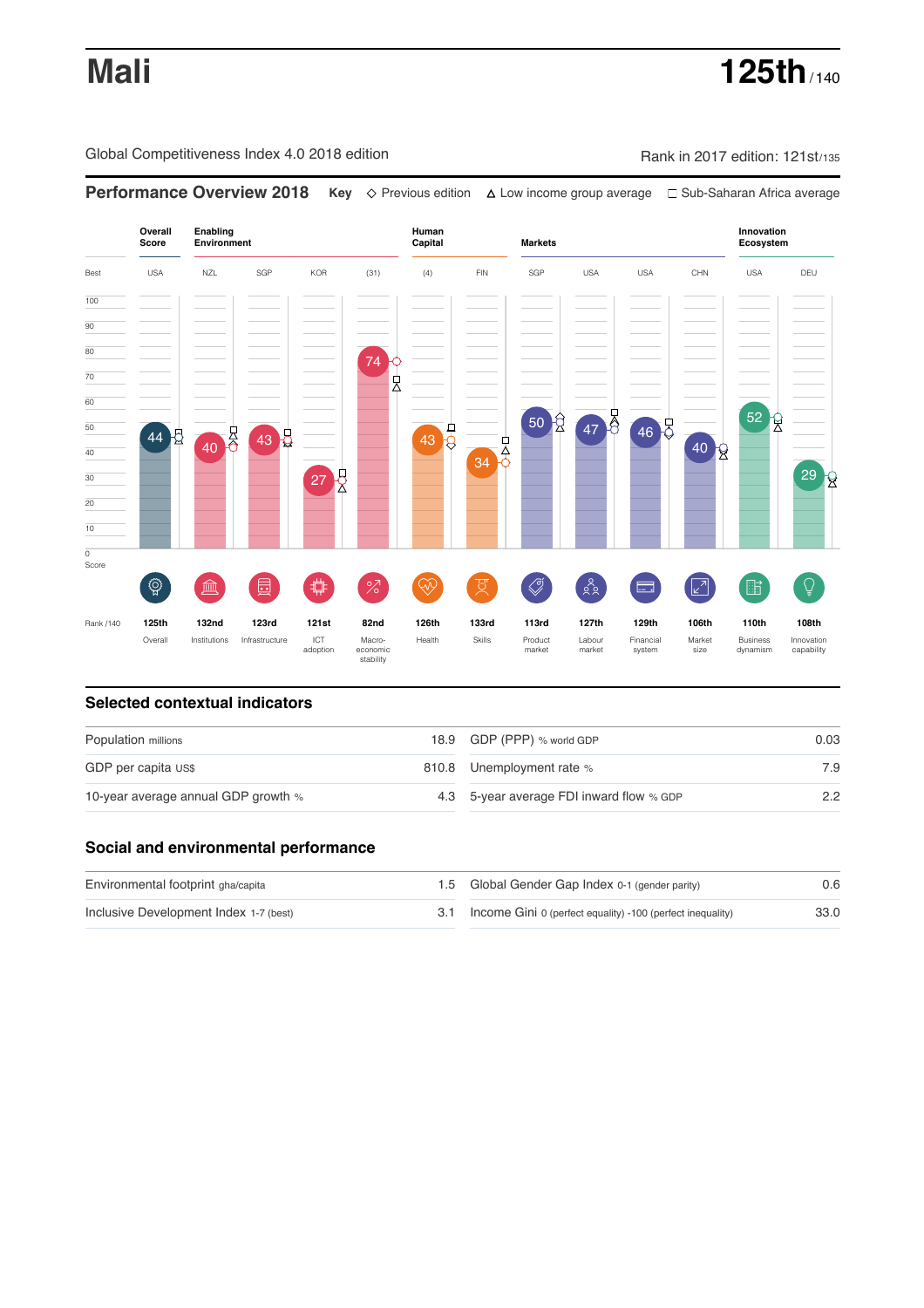# Mali

**125th** / 140

Global Competitiveness Index 4.0 2018 edition

Rank in 2017 edition: 121st/135

## Performance Overview 2018

**Key** ◇ Previous edition △ Low income group average □ Sub-Saharan Africa average

| | Overall Score | Enabling Environment | | | | Human Capital | | Markets | | | | Innovation Ecosystem | |
|---|---|---|---|---|---|---|---|---|---|---|---|---|---|
| Best | USA | NZL | SGP | KOR | (31) | (4) | FIN | SGP | USA | USA | CHN | USA | DEU |
| Score | 44 | 40 | 43 | 27 | 74 | 43 | 34 | 50 | 47 | 46 | 40 | 52 | 29 |
| Rank /140 | 125th | 132nd | 123rd | 121st | 82nd | 126th | 133rd | 113rd | 127th | 129th | 106th | 110th | 108th |
| | Overall | Institutions | Infrastructure | ICT adoption | Macro-economic stability | Health | Skills | Product market | Labour market | Financial system | Market size | Business dynamism | Innovation capability |

## Selected contextual indicators

| | | | |
|---|---|---|---|
| Population millions | 18.9 | GDP (PPP) % world GDP | 0.03 |
| GDP per capita US$ | 810.8 | Unemployment rate % | 7.9 |
| 10-year average annual GDP growth % | 4.3 | 5-year average FDI inward flow % GDP | 2.2 |

## Social and environmental performance

| | | | |
|---|---|---|---|
| Environmental footprint gha/capita | 1.5 | Global Gender Gap Index 0-1 (gender parity) | 0.6 |
| Inclusive Development Index 1-7 (best) | 3.1 | Income Gini 0 (perfect equality) -100 (perfect inequality) | 33.0 |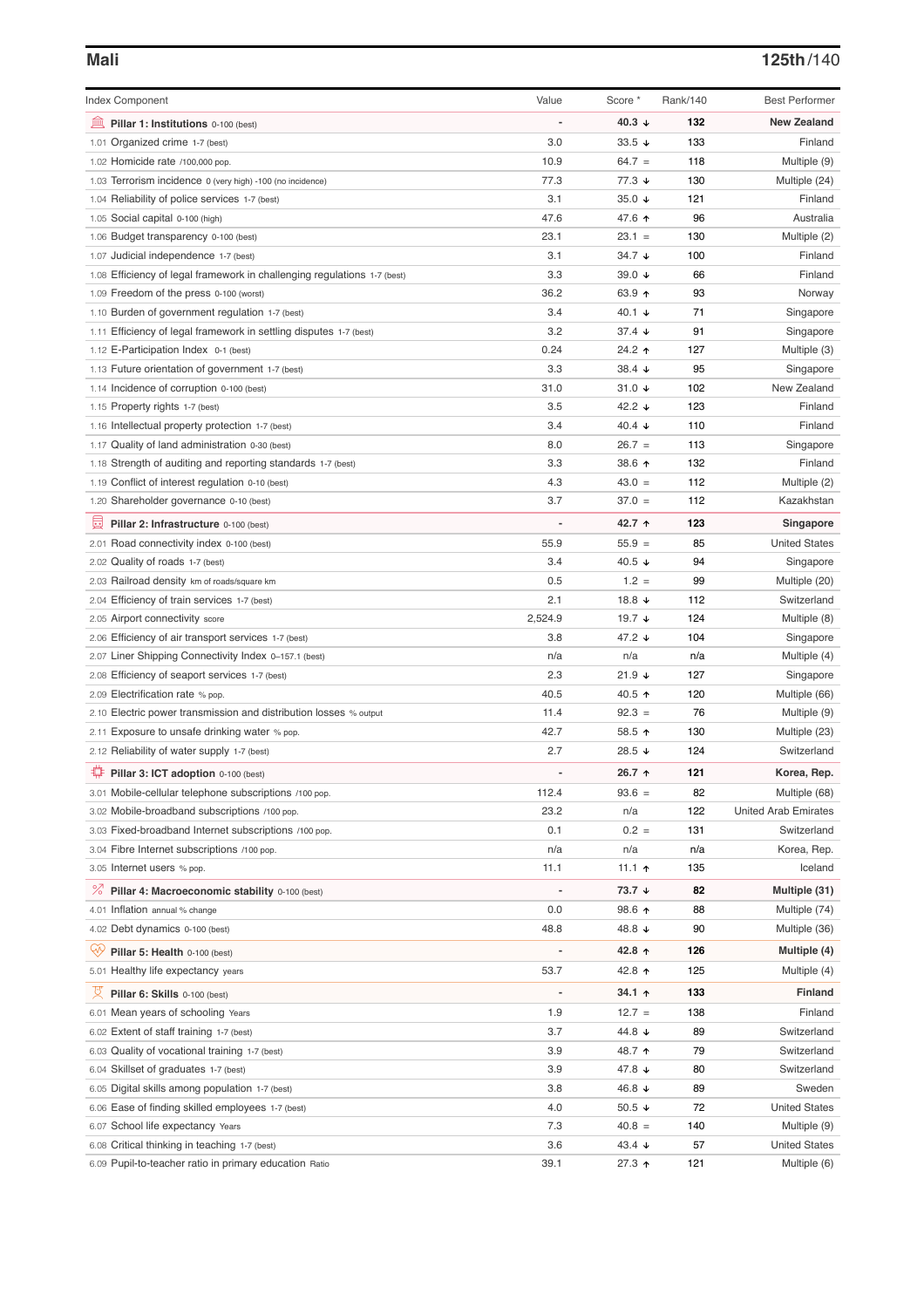## Mali

**125th/140**

| Index Component | Value | Score * | Rank/140 | Best Performer |
|---|---|---|---|---|
| **Pillar 1: Institutions** 0-100 (best) | - | **40.3 ↓** | **132** | **New Zealand** |
| 1.01 Organized crime 1-7 (best) | 3.0 | 33.5 ↓ | 133 | Finland |
| 1.02 Homicide rate /100,000 pop. | 10.9 | 64.7 = | 118 | Multiple (9) |
| 1.03 Terrorism incidence 0 (very high) -100 (no incidence) | 77.3 | 77.3 ↓ | 130 | Multiple (24) |
| 1.04 Reliability of police services 1-7 (best) | 3.1 | 35.0 ↓ | 121 | Finland |
| 1.05 Social capital 0-100 (high) | 47.6 | 47.6 ↑ | 96 | Australia |
| 1.06 Budget transparency 0-100 (best) | 23.1 | 23.1 = | 130 | Multiple (2) |
| 1.07 Judicial independence 1-7 (best) | 3.1 | 34.7 ↓ | 100 | Finland |
| 1.08 Efficiency of legal framework in challenging regulations 1-7 (best) | 3.3 | 39.0 ↓ | 66 | Finland |
| 1.09 Freedom of the press 0-100 (worst) | 36.2 | 63.9 ↑ | 93 | Norway |
| 1.10 Burden of government regulation 1-7 (best) | 3.4 | 40.1 ↓ | 71 | Singapore |
| 1.11 Efficiency of legal framework in settling disputes 1-7 (best) | 3.2 | 37.4 ↓ | 91 | Singapore |
| 1.12 E-Participation Index 0-1 (best) | 0.24 | 24.2 ↑ | 127 | Multiple (3) |
| 1.13 Future orientation of government 1-7 (best) | 3.3 | 38.4 ↓ | 95 | Singapore |
| 1.14 Incidence of corruption 0-100 (best) | 31.0 | 31.0 ↓ | 102 | New Zealand |
| 1.15 Property rights 1-7 (best) | 3.5 | 42.2 ↓ | 123 | Finland |
| 1.16 Intellectual property protection 1-7 (best) | 3.4 | 40.4 ↓ | 110 | Finland |
| 1.17 Quality of land administration 0-30 (best) | 8.0 | 26.7 = | 113 | Singapore |
| 1.18 Strength of auditing and reporting standards 1-7 (best) | 3.3 | 38.6 ↑ | 132 | Finland |
| 1.19 Conflict of interest regulation 0-10 (best) | 4.3 | 43.0 = | 112 | Multiple (2) |
| 1.20 Shareholder governance 0-10 (best) | 3.7 | 37.0 = | 112 | Kazakhstan |
| **Pillar 2: Infrastructure** 0-100 (best) | - | **42.7 ↑** | **123** | **Singapore** |
| 2.01 Road connectivity index 0-100 (best) | 55.9 | 55.9 = | 85 | United States |
| 2.02 Quality of roads 1-7 (best) | 3.4 | 40.5 ↓ | 94 | Singapore |
| 2.03 Railroad density km of roads/square km | 0.5 | 1.2 = | 99 | Multiple (20) |
| 2.04 Efficiency of train services 1-7 (best) | 2.1 | 18.8 ↓ | 112 | Switzerland |
| 2.05 Airport connectivity score | 2,524.9 | 19.7 ↓ | 124 | Multiple (8) |
| 2.06 Efficiency of air transport services 1-7 (best) | 3.8 | 47.2 ↓ | 104 | Singapore |
| 2.07 Liner Shipping Connectivity Index 0–157.1 (best) | n/a | n/a | n/a | Multiple (4) |
| 2.08 Efficiency of seaport services 1-7 (best) | 2.3 | 21.9 ↓ | 127 | Singapore |
| 2.09 Electrification rate % pop. | 40.5 | 40.5 ↑ | 120 | Multiple (66) |
| 2.10 Electric power transmission and distribution losses % output | 11.4 | 92.3 = | 76 | Multiple (9) |
| 2.11 Exposure to unsafe drinking water % pop. | 42.7 | 58.5 ↑ | 130 | Multiple (23) |
| 2.12 Reliability of water supply 1-7 (best) | 2.7 | 28.5 ↓ | 124 | Switzerland |
| **Pillar 3: ICT adoption** 0-100 (best) | - | **26.7 ↑** | **121** | **Korea, Rep.** |
| 3.01 Mobile-cellular telephone subscriptions /100 pop. | 112.4 | 93.6 = | 82 | Multiple (68) |
| 3.02 Mobile-broadband subscriptions /100 pop. | 23.2 | n/a | 122 | United Arab Emirates |
| 3.03 Fixed-broadband Internet subscriptions /100 pop. | 0.1 | 0.2 = | 131 | Switzerland |
| 3.04 Fibre Internet subscriptions /100 pop. | n/a | n/a | n/a | Korea, Rep. |
| 3.05 Internet users % pop. | 11.1 | 11.1 ↑ | 135 | Iceland |
| **Pillar 4: Macroeconomic stability** 0-100 (best) | - | **73.7 ↓** | **82** | **Multiple (31)** |
| 4.01 Inflation annual % change | 0.0 | 98.6 ↑ | 88 | Multiple (74) |
| 4.02 Debt dynamics 0-100 (best) | 48.8 | 48.8 ↓ | 90 | Multiple (36) |
| **Pillar 5: Health** 0-100 (best) | - | **42.8 ↑** | **126** | **Multiple (4)** |
| 5.01 Healthy life expectancy years | 53.7 | 42.8 ↑ | 125 | Multiple (4) |
| **Pillar 6: Skills** 0-100 (best) | - | **34.1 ↑** | **133** | **Finland** |
| 6.01 Mean years of schooling Years | 1.9 | 12.7 = | 138 | Finland |
| 6.02 Extent of staff training 1-7 (best) | 3.7 | 44.8 ↓ | 89 | Switzerland |
| 6.03 Quality of vocational training 1-7 (best) | 3.9 | 48.7 ↑ | 79 | Switzerland |
| 6.04 Skillset of graduates 1-7 (best) | 3.9 | 47.8 ↓ | 80 | Switzerland |
| 6.05 Digital skills among population 1-7 (best) | 3.8 | 46.8 ↓ | 89 | Sweden |
| 6.06 Ease of finding skilled employees 1-7 (best) | 4.0 | 50.5 ↓ | 72 | United States |
| 6.07 School life expectancy Years | 7.3 | 40.8 = | 140 | Multiple (9) |
| 6.08 Critical thinking in teaching 1-7 (best) | 3.6 | 43.4 ↓ | 57 | United States |
| 6.09 Pupil-to-teacher ratio in primary education Ratio | 39.1 | 27.3 ↑ | 121 | Multiple (6) |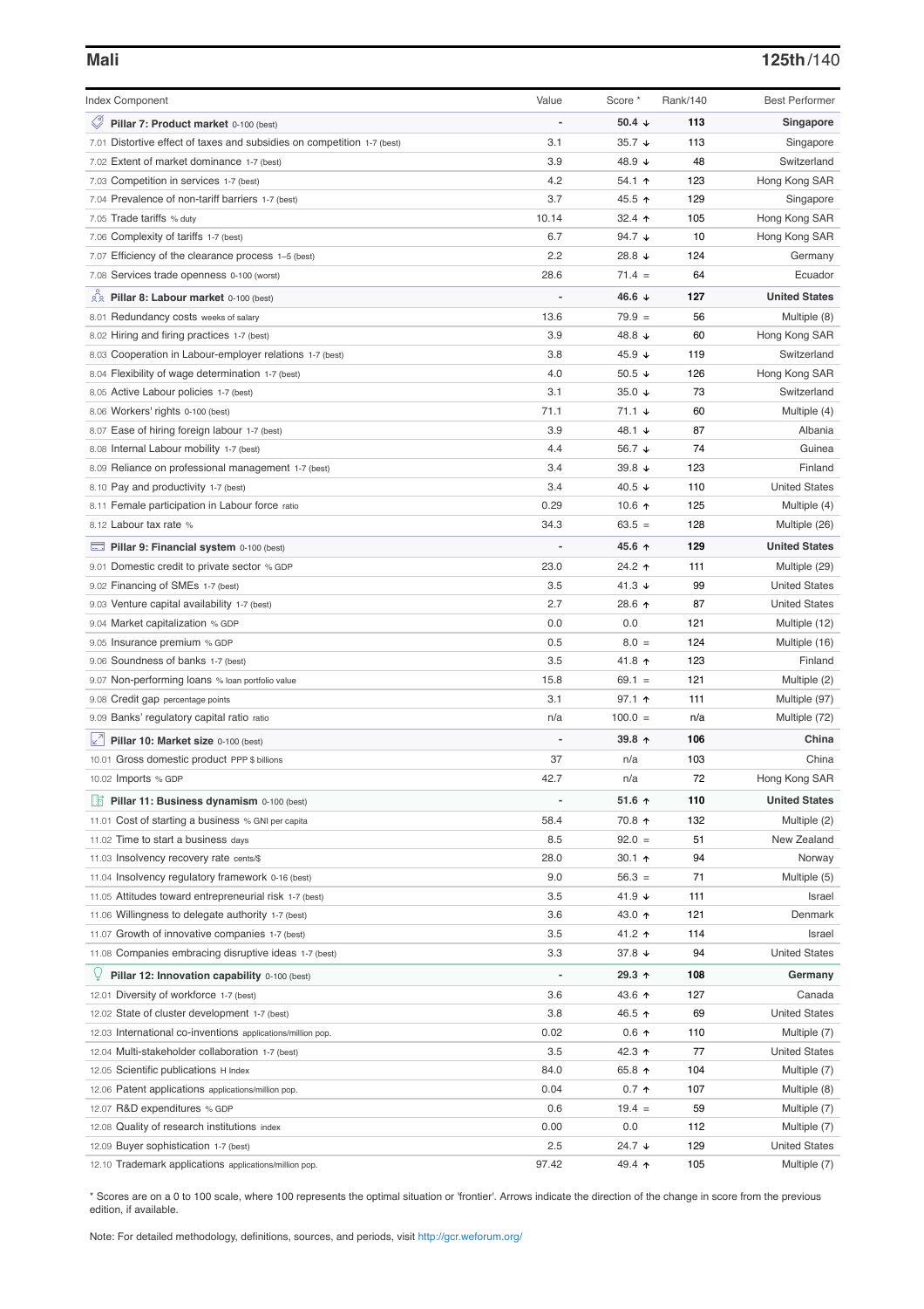## Mali

**125th/140**

| Index Component | Value | Score * | Rank/140 | Best Performer |
|---|---|---|---|---|
| **Pillar 7: Product market** 0-100 (best) | - | **50.4 ↓** | **113** | **Singapore** |
| 7.01 Distortive effect of taxes and subsidies on competition 1-7 (best) | 3.1 | 35.7 ↓ | 113 | Singapore |
| 7.02 Extent of market dominance 1-7 (best) | 3.9 | 48.9 ↓ | 48 | Switzerland |
| 7.03 Competition in services 1-7 (best) | 4.2 | 54.1 ↑ | 123 | Hong Kong SAR |
| 7.04 Prevalence of non-tariff barriers 1-7 (best) | 3.7 | 45.5 ↑ | 129 | Singapore |
| 7.05 Trade tariffs % duty | 10.14 | 32.4 ↑ | 105 | Hong Kong SAR |
| 7.06 Complexity of tariffs 1-7 (best) | 6.7 | 94.7 ↓ | 10 | Hong Kong SAR |
| 7.07 Efficiency of the clearance process 1–5 (best) | 2.2 | 28.8 ↓ | 124 | Germany |
| 7.08 Services trade openness 0-100 (worst) | 28.6 | 71.4 = | 64 | Ecuador |
| **Pillar 8: Labour market** 0-100 (best) | - | **46.6 ↓** | **127** | **United States** |
| 8.01 Redundancy costs weeks of salary | 13.6 | 79.9 = | 56 | Multiple (8) |
| 8.02 Hiring and firing practices 1-7 (best) | 3.9 | 48.8 ↓ | 60 | Hong Kong SAR |
| 8.03 Cooperation in Labour-employer relations 1-7 (best) | 3.8 | 45.9 ↓ | 119 | Switzerland |
| 8.04 Flexibility of wage determination 1-7 (best) | 4.0 | 50.5 ↓ | 126 | Hong Kong SAR |
| 8.05 Active Labour policies 1-7 (best) | 3.1 | 35.0 ↓ | 73 | Switzerland |
| 8.06 Workers' rights 0-100 (best) | 71.1 | 71.1 ↓ | 60 | Multiple (4) |
| 8.07 Ease of hiring foreign labour 1-7 (best) | 3.9 | 48.1 ↓ | 87 | Albania |
| 8.08 Internal Labour mobility 1-7 (best) | 4.4 | 56.7 ↓ | 74 | Guinea |
| 8.09 Reliance on professional management 1-7 (best) | 3.4 | 39.8 ↓ | 123 | Finland |
| 8.10 Pay and productivity 1-7 (best) | 3.4 | 40.5 ↓ | 110 | United States |
| 8.11 Female participation in Labour force ratio | 0.29 | 10.6 ↑ | 125 | Multiple (4) |
| 8.12 Labour tax rate % | 34.3 | 63.5 = | 128 | Multiple (26) |
| **Pillar 9: Financial system** 0-100 (best) | - | **45.6 ↑** | **129** | **United States** |
| 9.01 Domestic credit to private sector % GDP | 23.0 | 24.2 ↑ | 111 | Multiple (29) |
| 9.02 Financing of SMEs 1-7 (best) | 3.5 | 41.3 ↓ | 99 | United States |
| 9.03 Venture capital availability 1-7 (best) | 2.7 | 28.6 ↑ | 87 | United States |
| 9.04 Market capitalization % GDP | 0.0 | 0.0 | 121 | Multiple (12) |
| 9.05 Insurance premium % GDP | 0.5 | 8.0 = | 124 | Multiple (16) |
| 9.06 Soundness of banks 1-7 (best) | 3.5 | 41.8 ↑ | 123 | Finland |
| 9.07 Non-performing loans % loan portfolio value | 15.8 | 69.1 = | 121 | Multiple (2) |
| 9.08 Credit gap percentage points | 3.1 | 97.1 ↑ | 111 | Multiple (97) |
| 9.09 Banks' regulatory capital ratio ratio | n/a | 100.0 = | n/a | Multiple (72) |
| **Pillar 10: Market size** 0-100 (best) | - | **39.8 ↑** | **106** | **China** |
| 10.01 Gross domestic product PPP $ billions | 37 | n/a | 103 | China |
| 10.02 Imports % GDP | 42.7 | n/a | 72 | Hong Kong SAR |
| **Pillar 11: Business dynamism** 0-100 (best) | - | **51.6 ↑** | **110** | **United States** |
| 11.01 Cost of starting a business % GNI per capita | 58.4 | 70.8 ↑ | 132 | Multiple (2) |
| 11.02 Time to start a business days | 8.5 | 92.0 = | 51 | New Zealand |
| 11.03 Insolvency recovery rate cents/$ | 28.0 | 30.1 ↑ | 94 | Norway |
| 11.04 Insolvency regulatory framework 0-16 (best) | 9.0 | 56.3 = | 71 | Multiple (5) |
| 11.05 Attitudes toward entrepreneurial risk 1-7 (best) | 3.5 | 41.9 ↓ | 111 | Israel |
| 11.06 Willingness to delegate authority 1-7 (best) | 3.6 | 43.0 ↑ | 121 | Denmark |
| 11.07 Growth of innovative companies 1-7 (best) | 3.5 | 41.2 ↑ | 114 | Israel |
| 11.08 Companies embracing disruptive ideas 1-7 (best) | 3.3 | 37.8 ↓ | 94 | United States |
| **Pillar 12: Innovation capability** 0-100 (best) | - | **29.3 ↑** | **108** | **Germany** |
| 12.01 Diversity of workforce 1-7 (best) | 3.6 | 43.6 ↑ | 127 | Canada |
| 12.02 State of cluster development 1-7 (best) | 3.8 | 46.5 ↑ | 69 | United States |
| 12.03 International co-inventions applications/million pop. | 0.02 | 0.6 ↑ | 110 | Multiple (7) |
| 12.04 Multi-stakeholder collaboration 1-7 (best) | 3.5 | 42.3 ↑ | 77 | United States |
| 12.05 Scientific publications H Index | 84.0 | 65.8 ↑ | 104 | Multiple (7) |
| 12.06 Patent applications applications/million pop. | 0.04 | 0.7 ↑ | 107 | Multiple (8) |
| 12.07 R&D expenditures % GDP | 0.6 | 19.4 = | 59 | Multiple (7) |
| 12.08 Quality of research institutions index | 0.00 | 0.0 | 112 | Multiple (7) |
| 12.09 Buyer sophistication 1-7 (best) | 2.5 | 24.7 ↓ | 129 | United States |
| 12.10 Trademark applications applications/million pop. | 97.42 | 49.4 ↑ | 105 | Multiple (7) |

* Scores are on a 0 to 100 scale, where 100 represents the optimal situation or 'frontier'. Arrows indicate the direction of the change in score from the previous edition, if available.

Note: For detailed methodology, definitions, sources, and periods, visit http://gcr.weforum.org/